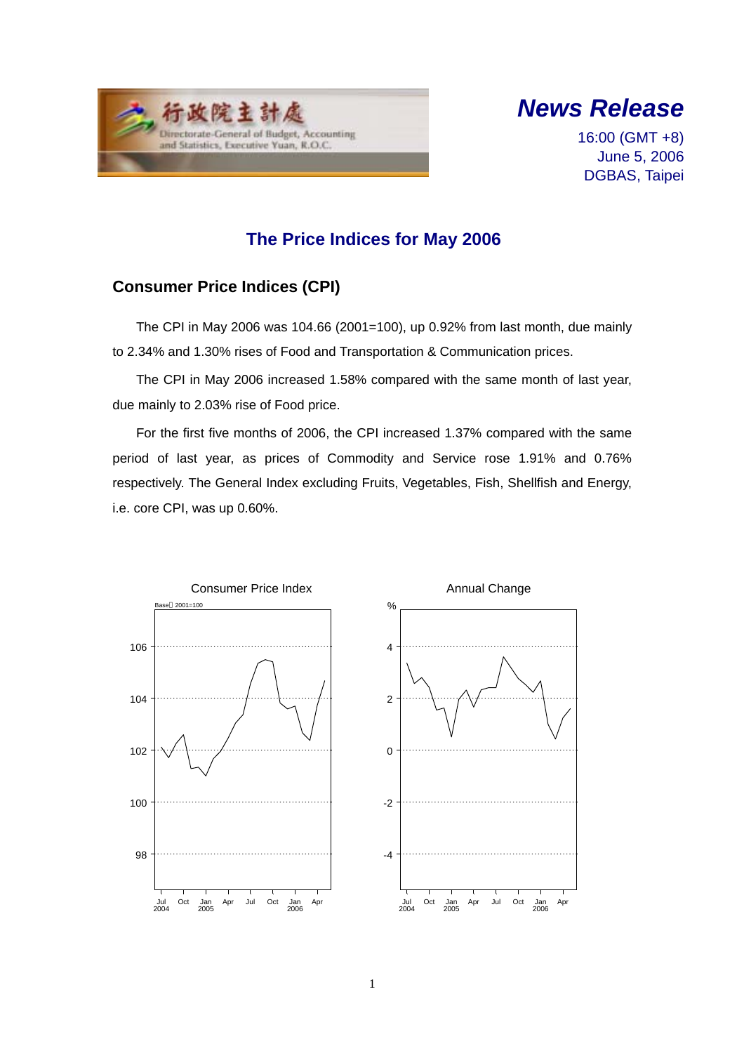# News Release

16:00 (GMT +8)
June 5, 2006
DGBAS, Taipei

## The Price Indices for May 2006

### Consumer Price Indices (CPI)

The CPI in May 2006 was 104.66 (2001=100), up 0.92% from last month, due mainly to 2.34% and 1.30% rises of Food and Transportation & Communication prices.

The CPI in May 2006 increased 1.58% compared with the same month of last year, due mainly to 2.03% rise of Food price.

For the first five months of 2006, the CPI increased 1.37% compared with the same period of last year, as prices of Commodity and Service rose 1.91% and 0.76% respectively. The General Index excluding Fruits, Vegetables, Fish, Shellfish and Energy, i.e. core CPI, was up 0.60%.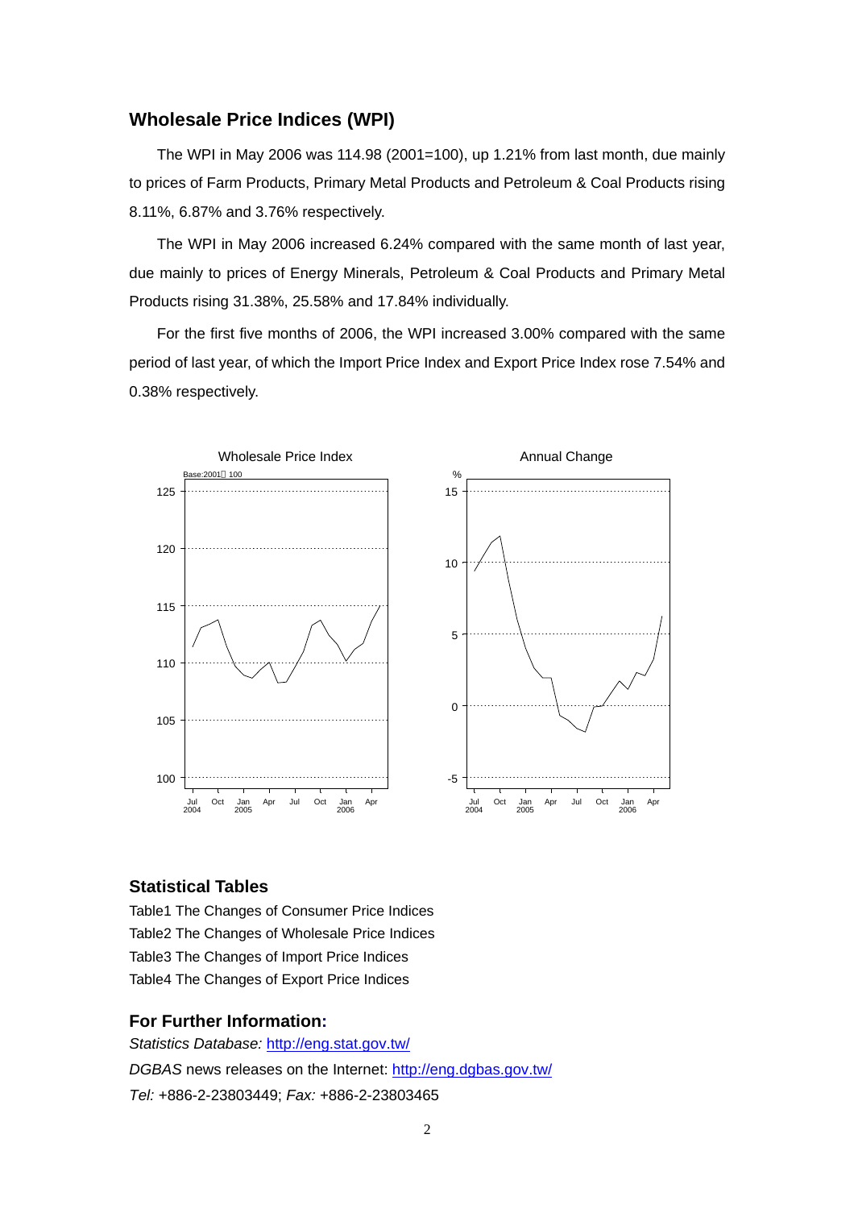## Wholesale Price Indices (WPI)

The WPI in May 2006 was 114.98 (2001=100), up 1.21% from last month, due mainly to prices of Farm Products, Primary Metal Products and Petroleum & Coal Products rising 8.11%, 6.87% and 3.76% respectively.

The WPI in May 2006 increased 6.24% compared with the same month of last year, due mainly to prices of Energy Minerals, Petroleum & Coal Products and Primary Metal Products rising 31.38%, 25.58% and 17.84% individually.

For the first five months of 2006, the WPI increased 3.00% compared with the same period of last year, of which the Import Price Index and Export Price Index rose 7.54% and 0.38% respectively.

Wholesale Price Index

Annual Change

## Statistical Tables

Table1 The Changes of Consumer Price Indices
Table2 The Changes of Wholesale Price Indices
Table3 The Changes of Import Price Indices
Table4 The Changes of Export Price Indices

## For Further Information:

*Statistics Database:* http://eng.stat.gov.tw/
*DGBAS* news releases on the Internet: http://eng.dgbas.gov.tw/
*Tel:* +886-2-23803449; *Fax:* +886-2-23803465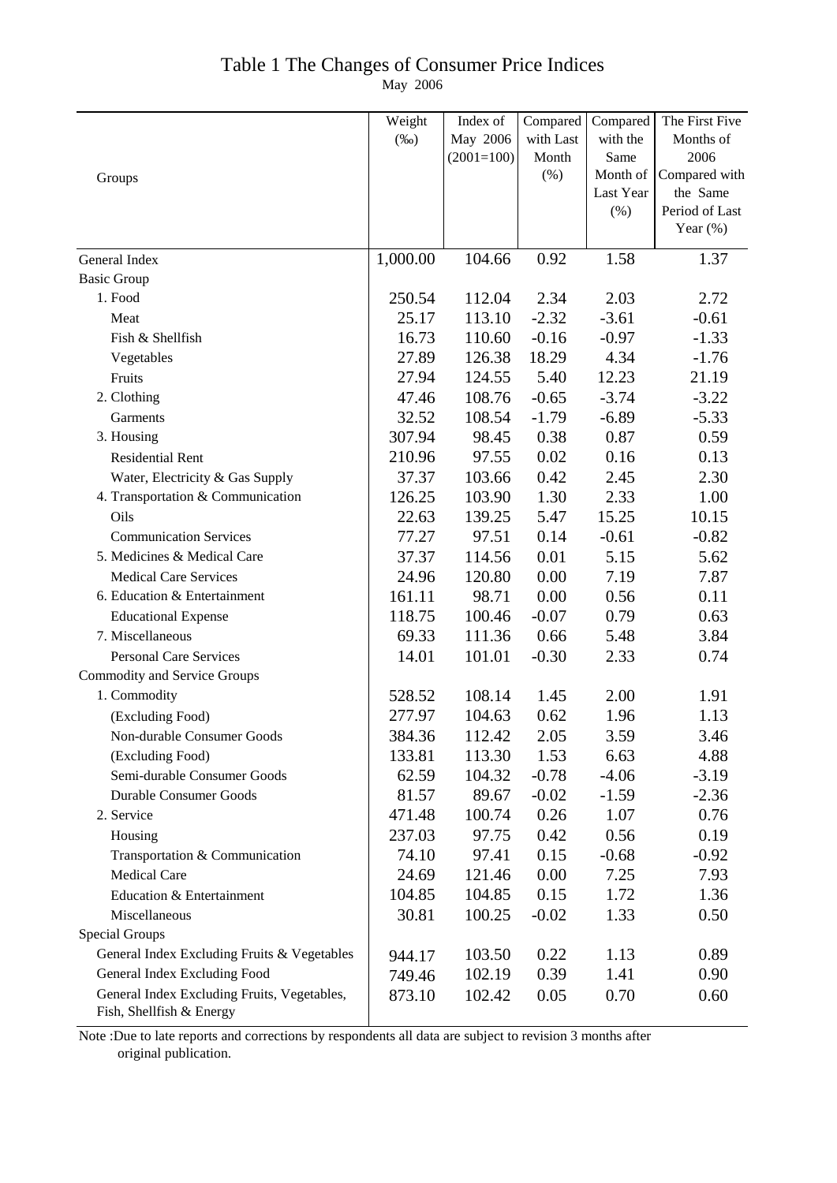# Table 1 The Changes of Consumer Price Indices

May 2006

| Groups | Weight (‰) | Index of May 2006 (2001=100) | Compared with Last Month (%) | Compared with the Same Month of Last Year (%) | The First Five Months of 2006 Compared with the Same Period of Last Year (%) |
|---|---|---|---|---|---|
| General Index | 1,000.00 | 104.66 | 0.92 | 1.58 | 1.37 |
| Basic Group | | | | | |
| 1. Food | 250.54 | 112.04 | 2.34 | 2.03 | 2.72 |
| Meat | 25.17 | 113.10 | -2.32 | -3.61 | -0.61 |
| Fish & Shellfish | 16.73 | 110.60 | -0.16 | -0.97 | -1.33 |
| Vegetables | 27.89 | 126.38 | 18.29 | 4.34 | -1.76 |
| Fruits | 27.94 | 124.55 | 5.40 | 12.23 | 21.19 |
| 2. Clothing | 47.46 | 108.76 | -0.65 | -3.74 | -3.22 |
| Garments | 32.52 | 108.54 | -1.79 | -6.89 | -5.33 |
| 3. Housing | 307.94 | 98.45 | 0.38 | 0.87 | 0.59 |
| Residential Rent | 210.96 | 97.55 | 0.02 | 0.16 | 0.13 |
| Water, Electricity & Gas Supply | 37.37 | 103.66 | 0.42 | 2.45 | 2.30 |
| 4. Transportation & Communication | 126.25 | 103.90 | 1.30 | 2.33 | 1.00 |
| Oils | 22.63 | 139.25 | 5.47 | 15.25 | 10.15 |
| Communication Services | 77.27 | 97.51 | 0.14 | -0.61 | -0.82 |
| 5. Medicines & Medical Care | 37.37 | 114.56 | 0.01 | 5.15 | 5.62 |
| Medical Care Services | 24.96 | 120.80 | 0.00 | 7.19 | 7.87 |
| 6. Education & Entertainment | 161.11 | 98.71 | 0.00 | 0.56 | 0.11 |
| Educational Expense | 118.75 | 100.46 | -0.07 | 0.79 | 0.63 |
| 7. Miscellaneous | 69.33 | 111.36 | 0.66 | 5.48 | 3.84 |
| Personal Care Services | 14.01 | 101.01 | -0.30 | 2.33 | 0.74 |
| Commodity and Service Groups | | | | | |
| 1. Commodity | 528.52 | 108.14 | 1.45 | 2.00 | 1.91 |
| (Excluding Food) | 277.97 | 104.63 | 0.62 | 1.96 | 1.13 |
| Non-durable Consumer Goods | 384.36 | 112.42 | 2.05 | 3.59 | 3.46 |
| (Excluding Food) | 133.81 | 113.30 | 1.53 | 6.63 | 4.88 |
| Semi-durable Consumer Goods | 62.59 | 104.32 | -0.78 | -4.06 | -3.19 |
| Durable Consumer Goods | 81.57 | 89.67 | -0.02 | -1.59 | -2.36 |
| 2. Service | 471.48 | 100.74 | 0.26 | 1.07 | 0.76 |
| Housing | 237.03 | 97.75 | 0.42 | 0.56 | 0.19 |
| Transportation & Communication | 74.10 | 97.41 | 0.15 | -0.68 | -0.92 |
| Medical Care | 24.69 | 121.46 | 0.00 | 7.25 | 7.93 |
| Education & Entertainment | 104.85 | 104.85 | 0.15 | 1.72 | 1.36 |
| Miscellaneous | 30.81 | 100.25 | -0.02 | 1.33 | 0.50 |
| Special Groups | | | | | |
| General Index Excluding Fruits & Vegetables | 944.17 | 103.50 | 0.22 | 1.13 | 0.89 |
| General Index Excluding Food | 749.46 | 102.19 | 0.39 | 1.41 | 0.90 |
| General Index Excluding Fruits, Vegetables, Fish, Shellfish & Energy | 873.10 | 102.42 | 0.05 | 0.70 | 0.60 |

Note :Due to late reports and corrections by respondents all data are subject to revision 3 months after original publication.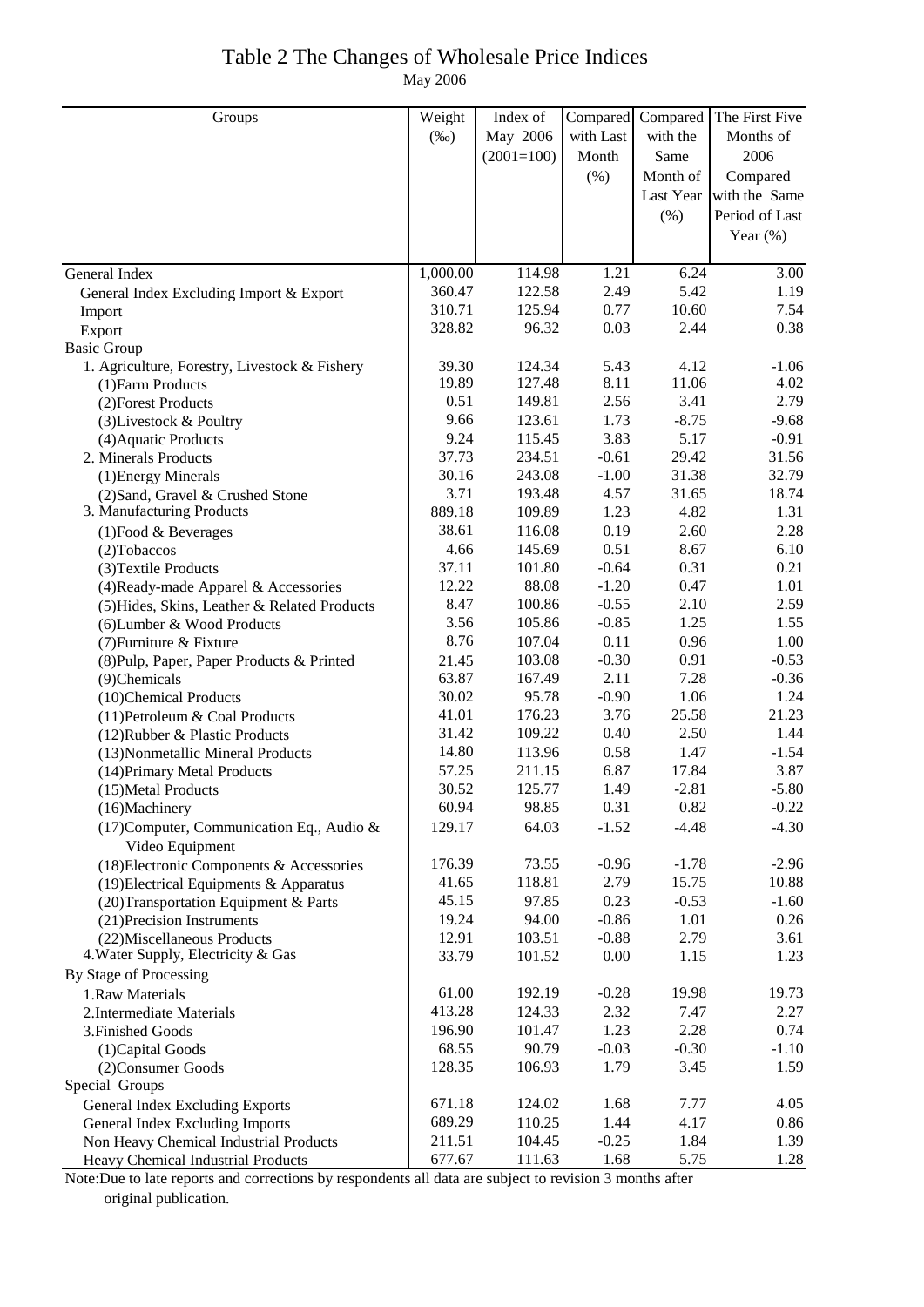# Table 2 The Changes of Wholesale Price Indices

May 2006

| Groups | Weight (‰) | Index of May 2006 (2001=100) | Compared with Last Month (%) | Compared with the Same Month of Last Year (%) | The First Five Months of 2006 Compared with the Same Period of Last Year (%) |
|---|---|---|---|---|---|
| General Index | 1,000.00 | 114.98 | 1.21 | 6.24 | 3.00 |
| General Index Excluding Import & Export | 360.47 | 122.58 | 2.49 | 5.42 | 1.19 |
| Import | 310.71 | 125.94 | 0.77 | 10.60 | 7.54 |
| Export | 328.82 | 96.32 | 0.03 | 2.44 | 0.38 |
| Basic Group | | | | | |
| 1. Agriculture, Forestry, Livestock & Fishery | 39.30 | 124.34 | 5.43 | 4.12 | -1.06 |
| (1)Farm Products | 19.89 | 127.48 | 8.11 | 11.06 | 4.02 |
| (2)Forest Products | 0.51 | 149.81 | 2.56 | 3.41 | 2.79 |
| (3)Livestock & Poultry | 9.66 | 123.61 | 1.73 | -8.75 | -9.68 |
| (4)Aquatic Products | 9.24 | 115.45 | 3.83 | 5.17 | -0.91 |
| 2. Minerals Products | 37.73 | 234.51 | -0.61 | 29.42 | 31.56 |
| (1)Energy Minerals | 30.16 | 243.08 | -1.00 | 31.38 | 32.79 |
| (2)Sand, Gravel & Crushed Stone | 3.71 | 193.48 | 4.57 | 31.65 | 18.74 |
| 3. Manufacturing Products | 889.18 | 109.89 | 1.23 | 4.82 | 1.31 |
| (1)Food & Beverages | 38.61 | 116.08 | 0.19 | 2.60 | 2.28 |
| (2)Tobaccos | 4.66 | 145.69 | 0.51 | 8.67 | 6.10 |
| (3)Textile Products | 37.11 | 101.80 | -0.64 | 0.31 | 0.21 |
| (4)Ready-made Apparel & Accessories | 12.22 | 88.08 | -1.20 | 0.47 | 1.01 |
| (5)Hides, Skins, Leather & Related Products | 8.47 | 100.86 | -0.55 | 2.10 | 2.59 |
| (6)Lumber & Wood Products | 3.56 | 105.86 | -0.85 | 1.25 | 1.55 |
| (7)Furniture & Fixture | 8.76 | 107.04 | 0.11 | 0.96 | 1.00 |
| (8)Pulp, Paper, Paper Products & Printed | 21.45 | 103.08 | -0.30 | 0.91 | -0.53 |
| (9)Chemicals | 63.87 | 167.49 | 2.11 | 7.28 | -0.36 |
| (10)Chemical Products | 30.02 | 95.78 | -0.90 | 1.06 | 1.24 |
| (11)Petroleum & Coal Products | 41.01 | 176.23 | 3.76 | 25.58 | 21.23 |
| (12)Rubber & Plastic Products | 31.42 | 109.22 | 0.40 | 2.50 | 1.44 |
| (13)Nonmetallic Mineral Products | 14.80 | 113.96 | 0.58 | 1.47 | -1.54 |
| (14)Primary Metal Products | 57.25 | 211.15 | 6.87 | 17.84 | 3.87 |
| (15)Metal Products | 30.52 | 125.77 | 1.49 | -2.81 | -5.80 |
| (16)Machinery | 60.94 | 98.85 | 0.31 | 0.82 | -0.22 |
| (17)Computer, Communication Eq., Audio & Video Equipment | 129.17 | 64.03 | -1.52 | -4.48 | -4.30 |
| (18)Electronic Components & Accessories | 176.39 | 73.55 | -0.96 | -1.78 | -2.96 |
| (19)Electrical Equipments & Apparatus | 41.65 | 118.81 | 2.79 | 15.75 | 10.88 |
| (20)Transportation Equipment & Parts | 45.15 | 97.85 | 0.23 | -0.53 | -1.60 |
| (21)Precision Instruments | 19.24 | 94.00 | -0.86 | 1.01 | 0.26 |
| (22)Miscellaneous Products | 12.91 | 103.51 | -0.88 | 2.79 | 3.61 |
| 4.Water Supply, Electricity & Gas | 33.79 | 101.52 | 0.00 | 1.15 | 1.23 |
| By Stage of Processing | | | | | |
| 1.Raw Materials | 61.00 | 192.19 | -0.28 | 19.98 | 19.73 |
| 2.Intermediate Materials | 413.28 | 124.33 | 2.32 | 7.47 | 2.27 |
| 3.Finished Goods | 196.90 | 101.47 | 1.23 | 2.28 | 0.74 |
| (1)Capital Goods | 68.55 | 90.79 | -0.03 | -0.30 | -1.10 |
| (2)Consumer Goods | 128.35 | 106.93 | 1.79 | 3.45 | 1.59 |
| Special Groups | | | | | |
| General Index Excluding Exports | 671.18 | 124.02 | 1.68 | 7.77 | 4.05 |
| General Index Excluding Imports | 689.29 | 110.25 | 1.44 | 4.17 | 0.86 |
| Non Heavy Chemical Industrial Products | 211.51 | 104.45 | -0.25 | 1.84 | 1.39 |
| Heavy Chemical Industrial Products | 677.67 | 111.63 | 1.68 | 5.75 | 1.28 |

Note:Due to late reports and corrections by respondents all data are subject to revision 3 months after original publication.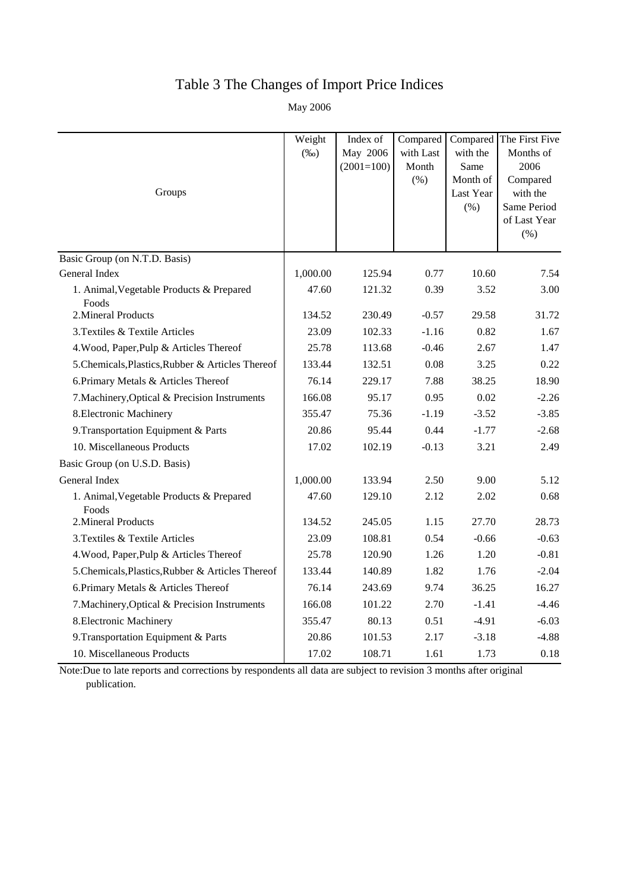# Table 3 The Changes of Import Price Indices

May 2006

| Groups | Weight (‰) | Index of May 2006 (2001=100) | Compared with Last Month (%) | Compared with the Same Month of Last Year (%) | The First Five Months of 2006 Compared with the Same Period of Last Year (%) |
|---|---|---|---|---|---|
| Basic Group (on N.T.D. Basis) | | | | | |
| General Index | 1,000.00 | 125.94 | 0.77 | 10.60 | 7.54 |
| 1. Animal,Vegetable Products & Prepared Foods | 47.60 | 121.32 | 0.39 | 3.52 | 3.00 |
| 2.Mineral Products | 134.52 | 230.49 | -0.57 | 29.58 | 31.72 |
| 3.Textiles & Textile Articles | 23.09 | 102.33 | -1.16 | 0.82 | 1.67 |
| 4.Wood, Paper,Pulp & Articles Thereof | 25.78 | 113.68 | -0.46 | 2.67 | 1.47 |
| 5.Chemicals,Plastics,Rubber & Articles Thereof | 133.44 | 132.51 | 0.08 | 3.25 | 0.22 |
| 6.Primary Metals & Articles Thereof | 76.14 | 229.17 | 7.88 | 38.25 | 18.90 |
| 7.Machinery,Optical & Precision Instruments | 166.08 | 95.17 | 0.95 | 0.02 | -2.26 |
| 8.Electronic Machinery | 355.47 | 75.36 | -1.19 | -3.52 | -3.85 |
| 9.Transportation Equipment & Parts | 20.86 | 95.44 | 0.44 | -1.77 | -2.68 |
| 10. Miscellaneous Products | 17.02 | 102.19 | -0.13 | 3.21 | 2.49 |
| Basic Group (on U.S.D. Basis) | | | | | |
| General Index | 1,000.00 | 133.94 | 2.50 | 9.00 | 5.12 |
| 1. Animal,Vegetable Products & Prepared Foods | 47.60 | 129.10 | 2.12 | 2.02 | 0.68 |
| 2.Mineral Products | 134.52 | 245.05 | 1.15 | 27.70 | 28.73 |
| 3.Textiles & Textile Articles | 23.09 | 108.81 | 0.54 | -0.66 | -0.63 |
| 4.Wood, Paper,Pulp & Articles Thereof | 25.78 | 120.90 | 1.26 | 1.20 | -0.81 |
| 5.Chemicals,Plastics,Rubber & Articles Thereof | 133.44 | 140.89 | 1.82 | 1.76 | -2.04 |
| 6.Primary Metals & Articles Thereof | 76.14 | 243.69 | 9.74 | 36.25 | 16.27 |
| 7.Machinery,Optical & Precision Instruments | 166.08 | 101.22 | 2.70 | -1.41 | -4.46 |
| 8.Electronic Machinery | 355.47 | 80.13 | 0.51 | -4.91 | -6.03 |
| 9.Transportation Equipment & Parts | 20.86 | 101.53 | 2.17 | -3.18 | -4.88 |
| 10. Miscellaneous Products | 17.02 | 108.71 | 1.61 | 1.73 | 0.18 |

Note:Due to late reports and corrections by respondents all data are subject to revision 3 months after original publication.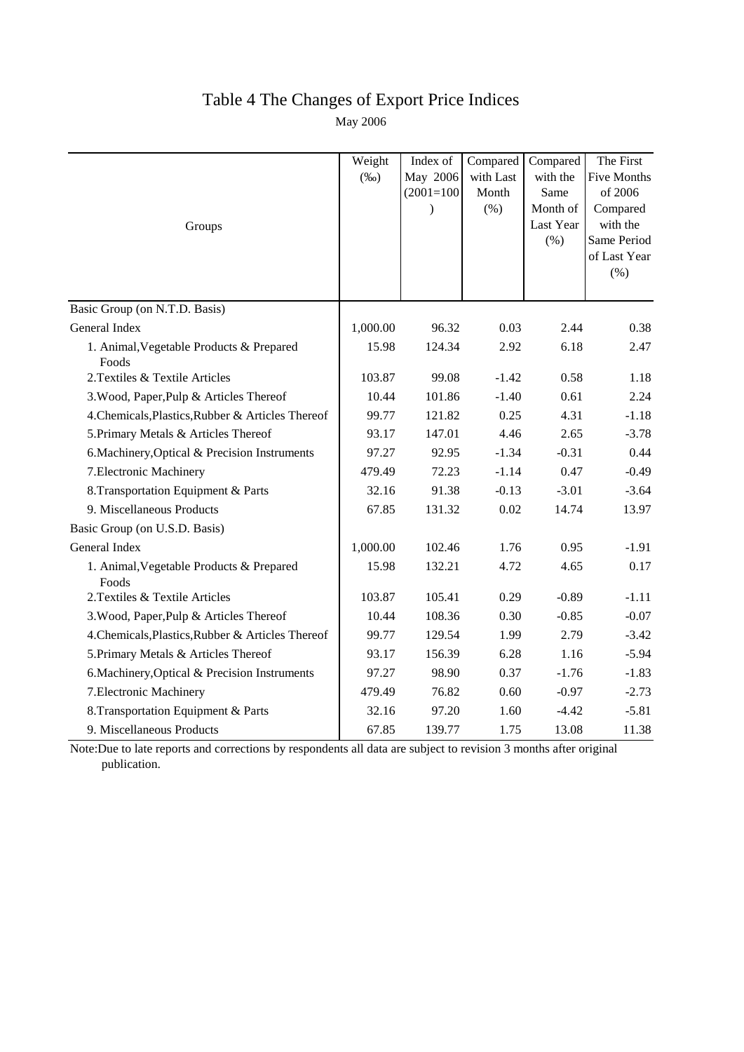# Table 4 The Changes of Export Price Indices

May 2006

| Groups | Weight (‰) | Index of May 2006 (2001=100) | Compared with Last Month (%) | Compared with the Same Month of Last Year (%) | The First Five Months of 2006 Compared with the Same Period of Last Year (%) |
|---|---|---|---|---|---|
| Basic Group (on N.T.D. Basis) | | | | | |
| General Index | 1,000.00 | 96.32 | 0.03 | 2.44 | 0.38 |
| 1. Animal,Vegetable Products & Prepared Foods | 15.98 | 124.34 | 2.92 | 6.18 | 2.47 |
| 2.Textiles & Textile Articles | 103.87 | 99.08 | -1.42 | 0.58 | 1.18 |
| 3.Wood, Paper,Pulp & Articles Thereof | 10.44 | 101.86 | -1.40 | 0.61 | 2.24 |
| 4.Chemicals,Plastics,Rubber & Articles Thereof | 99.77 | 121.82 | 0.25 | 4.31 | -1.18 |
| 5.Primary Metals & Articles Thereof | 93.17 | 147.01 | 4.46 | 2.65 | -3.78 |
| 6.Machinery,Optical & Precision Instruments | 97.27 | 92.95 | -1.34 | -0.31 | 0.44 |
| 7.Electronic Machinery | 479.49 | 72.23 | -1.14 | 0.47 | -0.49 |
| 8.Transportation Equipment & Parts | 32.16 | 91.38 | -0.13 | -3.01 | -3.64 |
| 9. Miscellaneous Products | 67.85 | 131.32 | 0.02 | 14.74 | 13.97 |
| Basic Group (on U.S.D. Basis) | | | | | |
| General Index | 1,000.00 | 102.46 | 1.76 | 0.95 | -1.91 |
| 1. Animal,Vegetable Products & Prepared Foods | 15.98 | 132.21 | 4.72 | 4.65 | 0.17 |
| 2.Textiles & Textile Articles | 103.87 | 105.41 | 0.29 | -0.89 | -1.11 |
| 3.Wood, Paper,Pulp & Articles Thereof | 10.44 | 108.36 | 0.30 | -0.85 | -0.07 |
| 4.Chemicals,Plastics,Rubber & Articles Thereof | 99.77 | 129.54 | 1.99 | 2.79 | -3.42 |
| 5.Primary Metals & Articles Thereof | 93.17 | 156.39 | 6.28 | 1.16 | -5.94 |
| 6.Machinery,Optical & Precision Instruments | 97.27 | 98.90 | 0.37 | -1.76 | -1.83 |
| 7.Electronic Machinery | 479.49 | 76.82 | 0.60 | -0.97 | -2.73 |
| 8.Transportation Equipment & Parts | 32.16 | 97.20 | 1.60 | -4.42 | -5.81 |
| 9. Miscellaneous Products | 67.85 | 139.77 | 1.75 | 13.08 | 11.38 |

Note:Due to late reports and corrections by respondents all data are subject to revision 3 months after original publication.